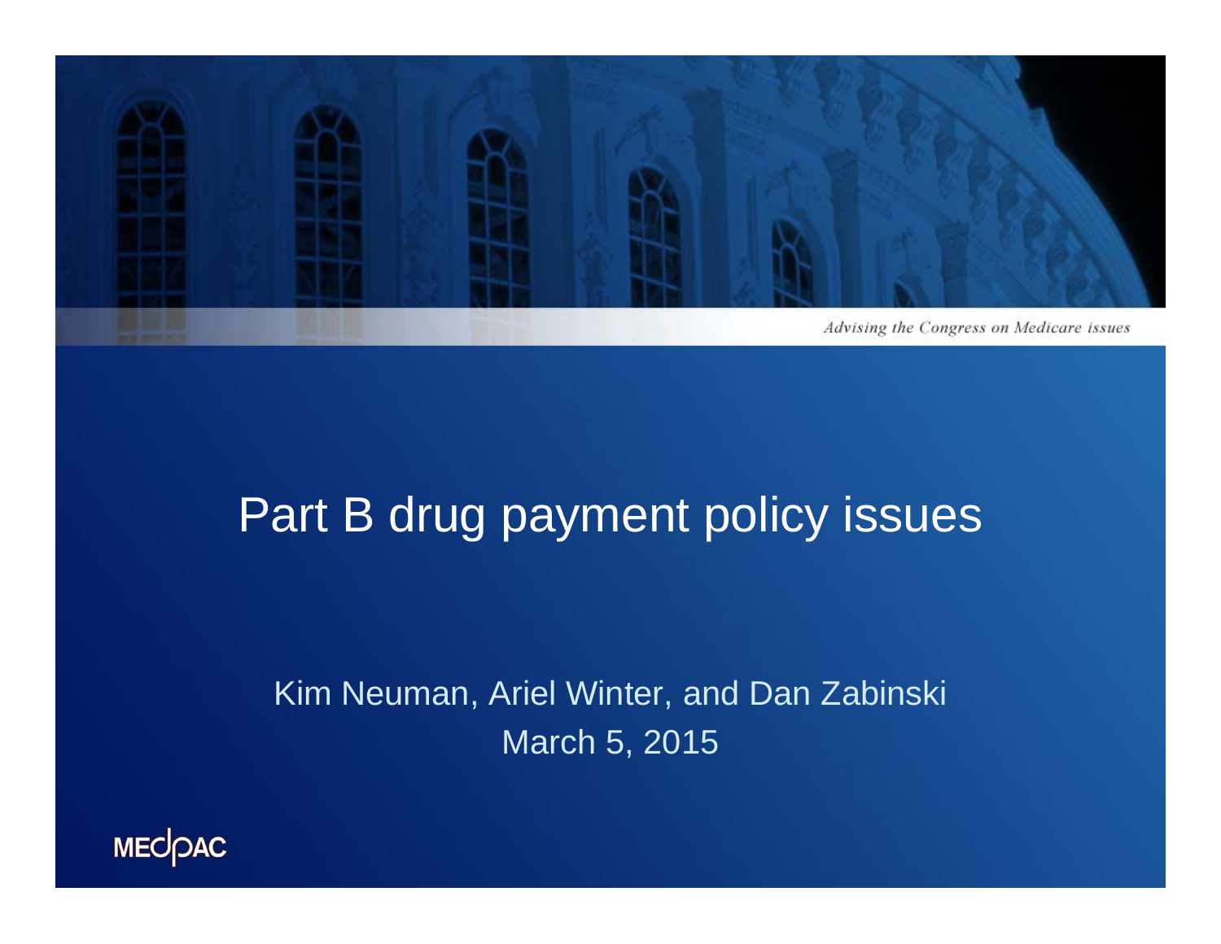*Advising the Congress on Medicare issues*

# Part B drug payment policy issues

Kim Neuman, Ariel Winter, and Dan Zabinski

March 5, 2015

MEDPAC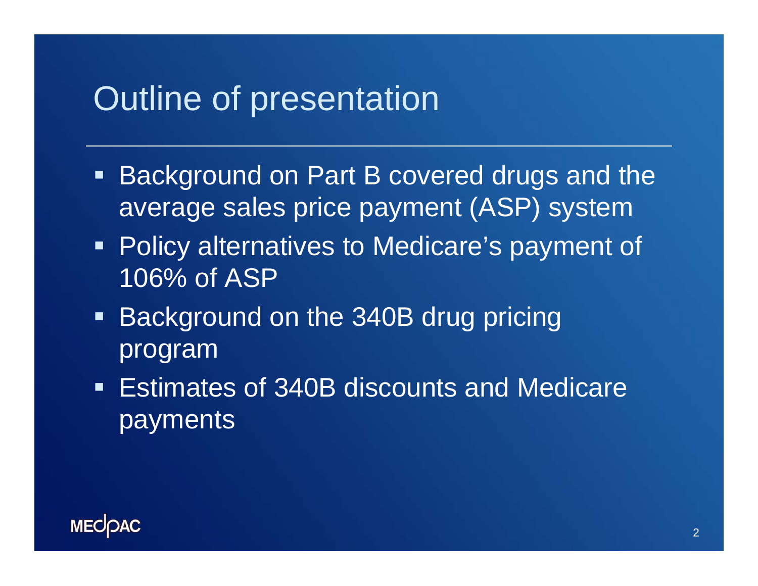# Outline of presentation

- Background on Part B covered drugs and the average sales price payment (ASP) system
- Policy alternatives to Medicare's payment of 106% of ASP
- Background on the 340B drug pricing program
- Estimates of 340B discounts and Medicare payments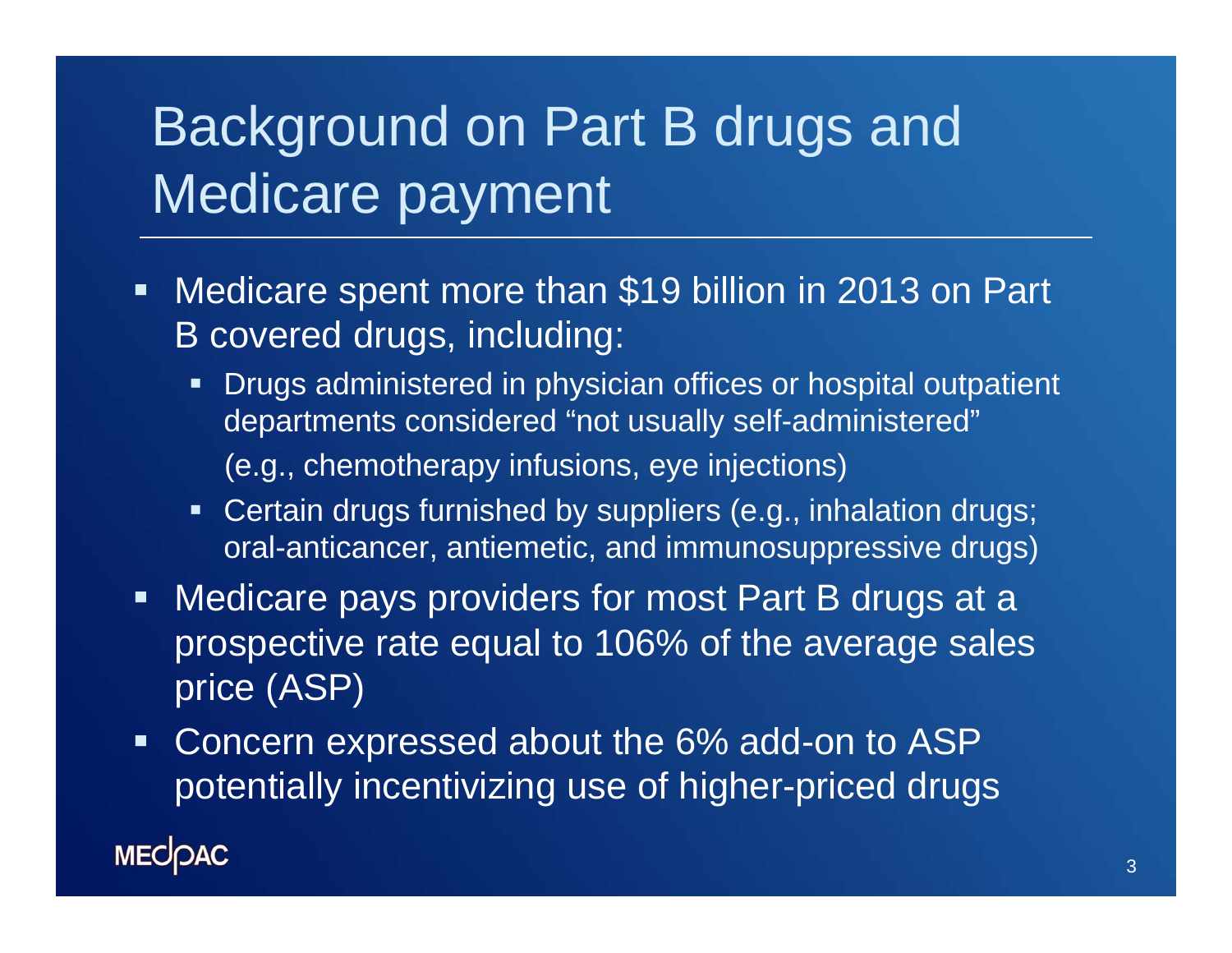# Background on Part B drugs and Medicare payment

- Medicare spent more than $19 billion in 2013 on Part B covered drugs, including:
  - Drugs administered in physician offices or hospital outpatient departments considered "not usually self-administered" (e.g., chemotherapy infusions, eye injections)
  - Certain drugs furnished by suppliers (e.g., inhalation drugs; oral-anticancer, antiemetic, and immunosuppressive drugs)
- Medicare pays providers for most Part B drugs at a prospective rate equal to 106% of the average sales price (ASP)
- Concern expressed about the 6% add-on to ASP potentially incentivizing use of higher-priced drugs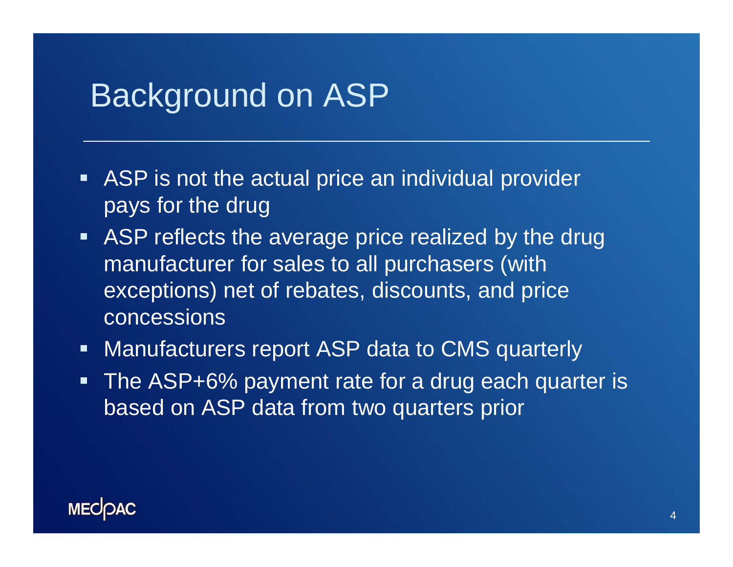# Background on ASP

- ASP is not the actual price an individual provider pays for the drug
- ASP reflects the average price realized by the drug manufacturer for sales to all purchasers (with exceptions) net of rebates, discounts, and price concessions
- Manufacturers report ASP data to CMS quarterly
- The ASP+6% payment rate for a drug each quarter is based on ASP data from two quarters prior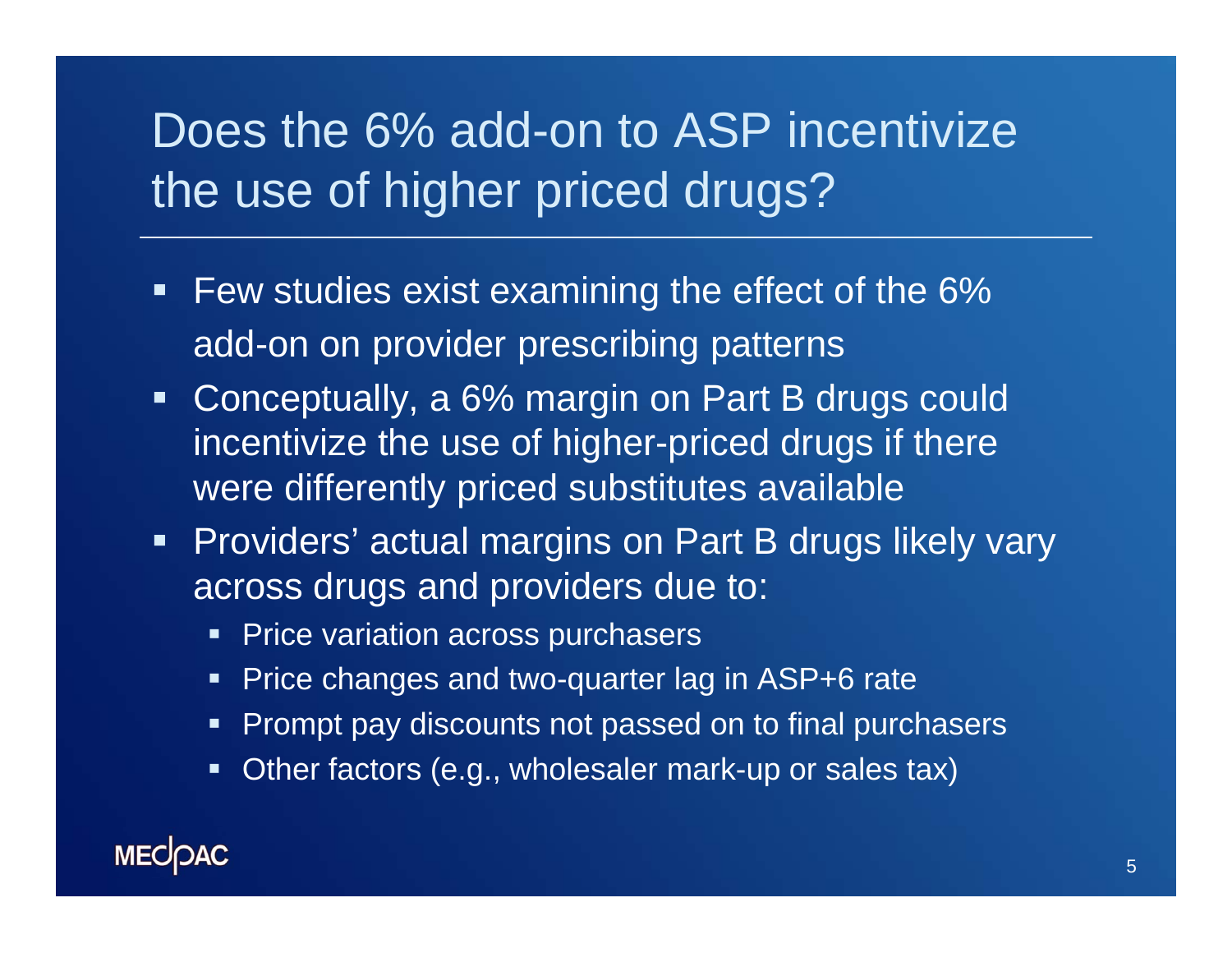# Does the 6% add-on to ASP incentivize the use of higher priced drugs?

- Few studies exist examining the effect of the 6% add-on on provider prescribing patterns
- Conceptually, a 6% margin on Part B drugs could incentivize the use of higher-priced drugs if there were differently priced substitutes available
- Providers' actual margins on Part B drugs likely vary across drugs and providers due to:
  - Price variation across purchasers
  - Price changes and two-quarter lag in ASP+6 rate
  - Prompt pay discounts not passed on to final purchasers
  - Other factors (e.g., wholesaler mark-up or sales tax)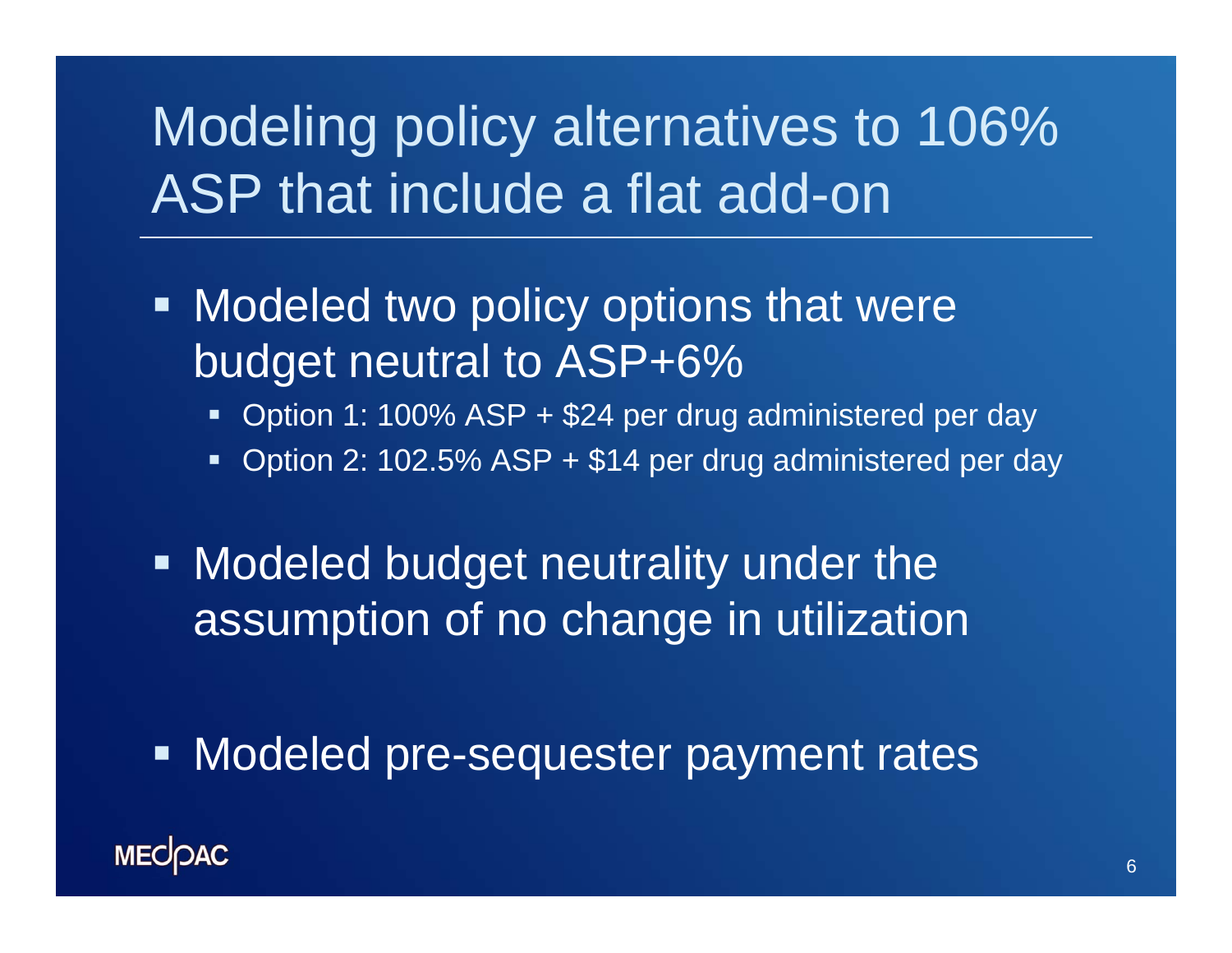# Modeling policy alternatives to 106% ASP that include a flat add-on

- Modeled two policy options that were budget neutral to ASP+6%
  - Option 1: 100% ASP + $24 per drug administered per day
  - Option 2: 102.5% ASP + $14 per drug administered per day
- Modeled budget neutrality under the assumption of no change in utilization
- Modeled pre-sequester payment rates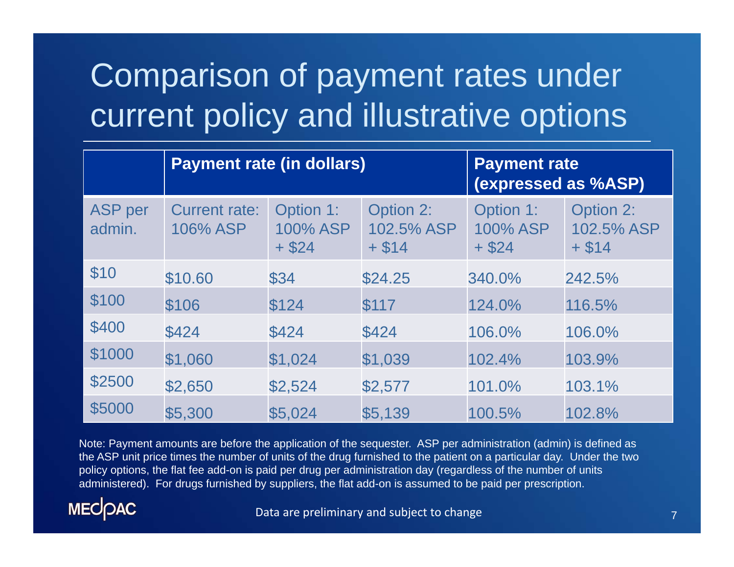# Comparison of payment rates under current policy and illustrative options

| | Payment rate (in dollars) | | | Payment rate (expressed as %ASP) | |
|---|---|---|---|---|---|
| ASP per admin. | Current rate: 106% ASP | Option 1: 100% ASP + $24 | Option 2: 102.5% ASP + $14 | Option 1: 100% ASP + $24 | Option 2: 102.5% ASP + $14 |
| $10 | $10.60 | $34 | $24.25 | 340.0% | 242.5% |
| $100 | $106 | $124 | $117 | 124.0% | 116.5% |
| $400 | $424 | $424 | $424 | 106.0% | 106.0% |
| $1000 | $1,060 | $1,024 | $1,039 | 102.4% | 103.9% |
| $2500 | $2,650 | $2,524 | $2,577 | 101.0% | 103.1% |
| $5000 | $5,300 | $5,024 | $5,139 | 100.5% | 102.8% |

Note: Payment amounts are before the application of the sequester. ASP per administration (admin) is defined as the ASP unit price times the number of units of the drug furnished to the patient on a particular day. Under the two policy options, the flat fee add-on is paid per drug per administration day (regardless of the number of units administered). For drugs furnished by suppliers, the flat add-on is assumed to be paid per prescription.

MEDPAC

Data are preliminary and subject to change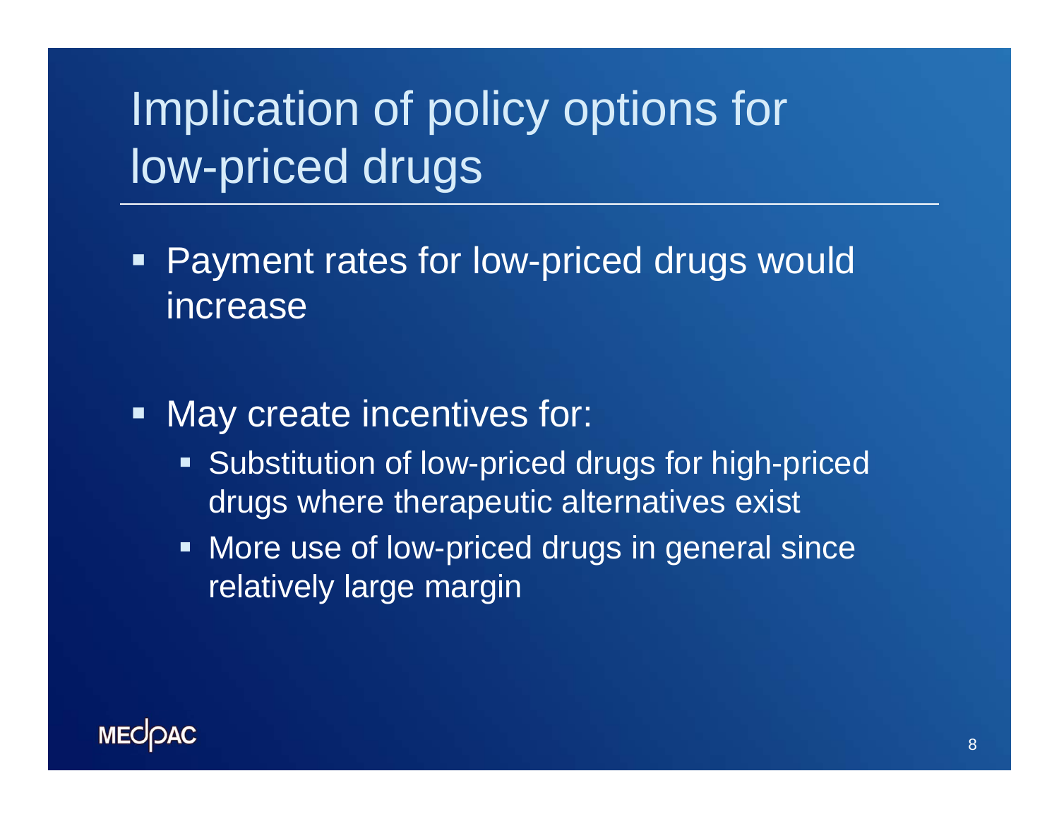# Implication of policy options for low-priced drugs

- Payment rates for low-priced drugs would increase

- May create incentives for:
  - Substitution of low-priced drugs for high-priced drugs where therapeutic alternatives exist
  - More use of low-priced drugs in general since relatively large margin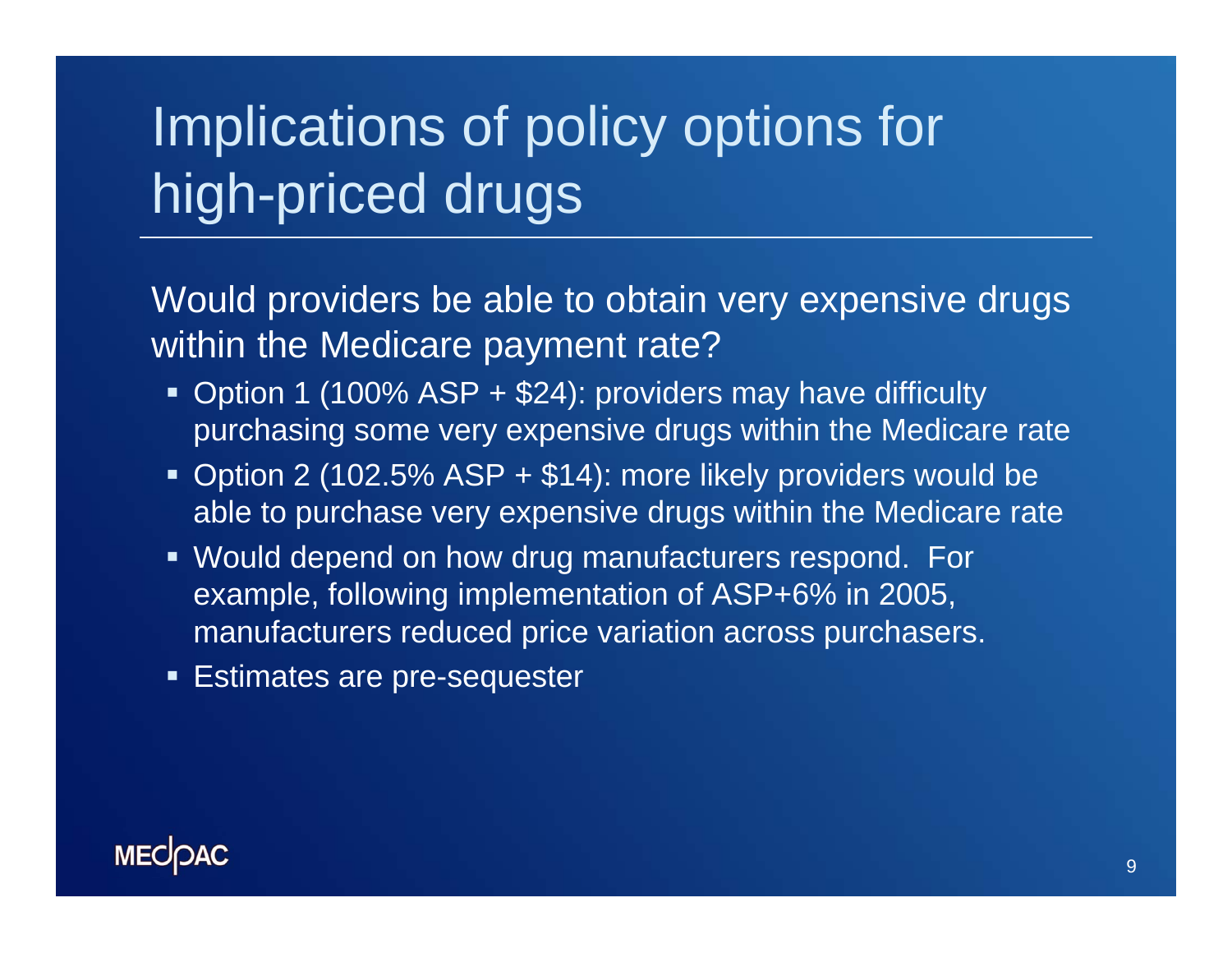# Implications of policy options for high-priced drugs

Would providers be able to obtain very expensive drugs within the Medicare payment rate?

- Option 1 (100% ASP + $24): providers may have difficulty purchasing some very expensive drugs within the Medicare rate
- Option 2 (102.5% ASP + $14): more likely providers would be able to purchase very expensive drugs within the Medicare rate
- Would depend on how drug manufacturers respond. For example, following implementation of ASP+6% in 2005, manufacturers reduced price variation across purchasers.
- Estimates are pre-sequester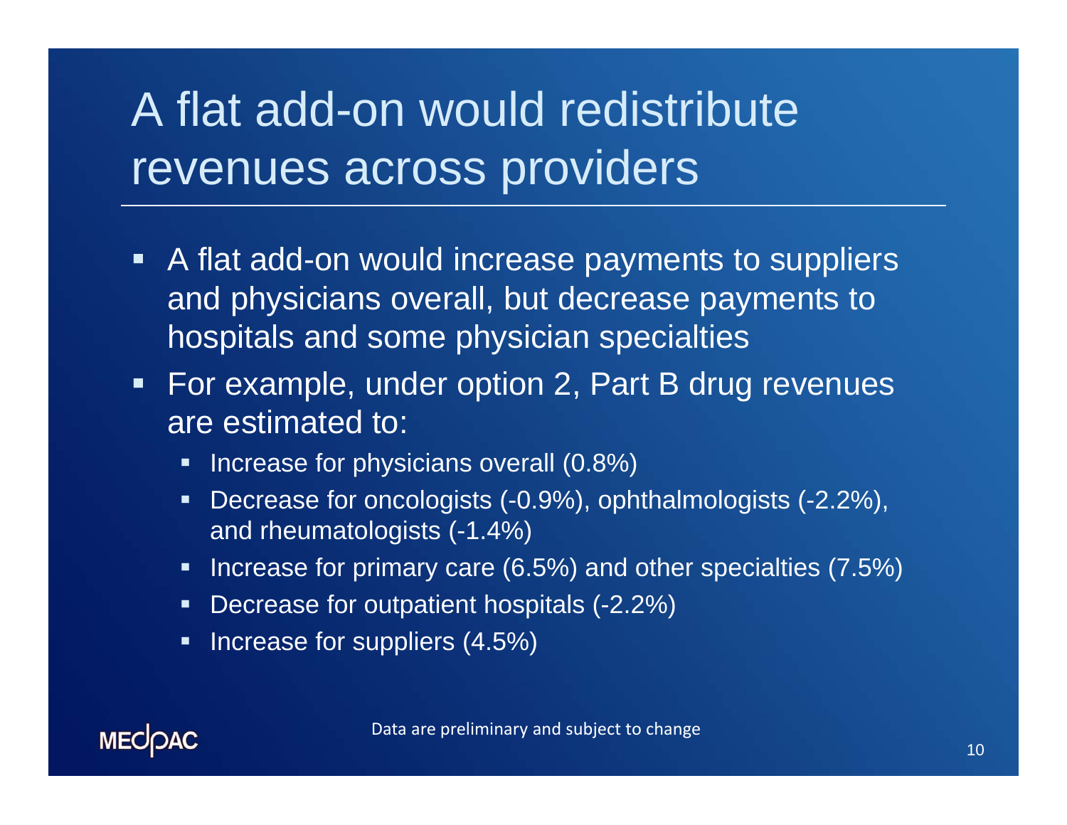# A flat add-on would redistribute revenues across providers

- A flat add-on would increase payments to suppliers and physicians overall, but decrease payments to hospitals and some physician specialties
- For example, under option 2, Part B drug revenues are estimated to:
  - Increase for physicians overall (0.8%)
  - Decrease for oncologists (-0.9%), ophthalmologists (-2.2%), and rheumatologists (-1.4%)
  - Increase for primary care (6.5%) and other specialties (7.5%)
  - Decrease for outpatient hospitals (-2.2%)
  - Increase for suppliers (4.5%)

Data are preliminary and subject to change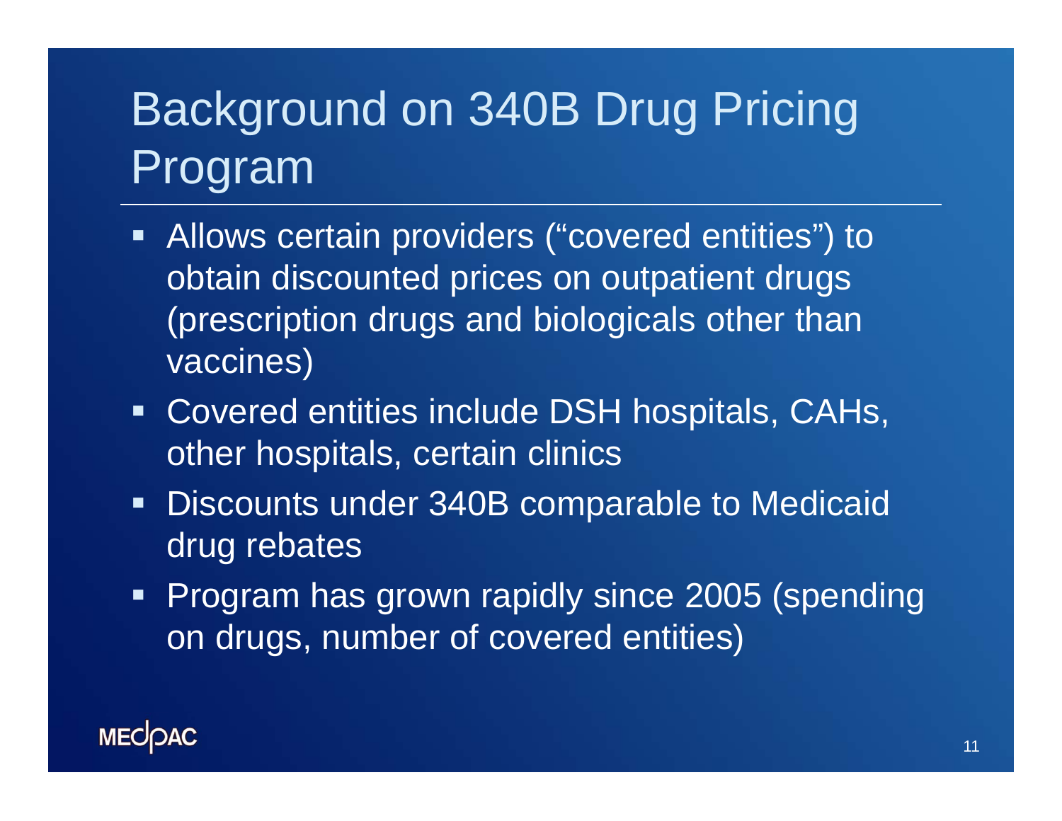# Background on 340B Drug Pricing Program

- Allows certain providers (“covered entities”) to obtain discounted prices on outpatient drugs (prescription drugs and biologicals other than vaccines)
- Covered entities include DSH hospitals, CAHs, other hospitals, certain clinics
- Discounts under 340B comparable to Medicaid drug rebates
- Program has grown rapidly since 2005 (spending on drugs, number of covered entities)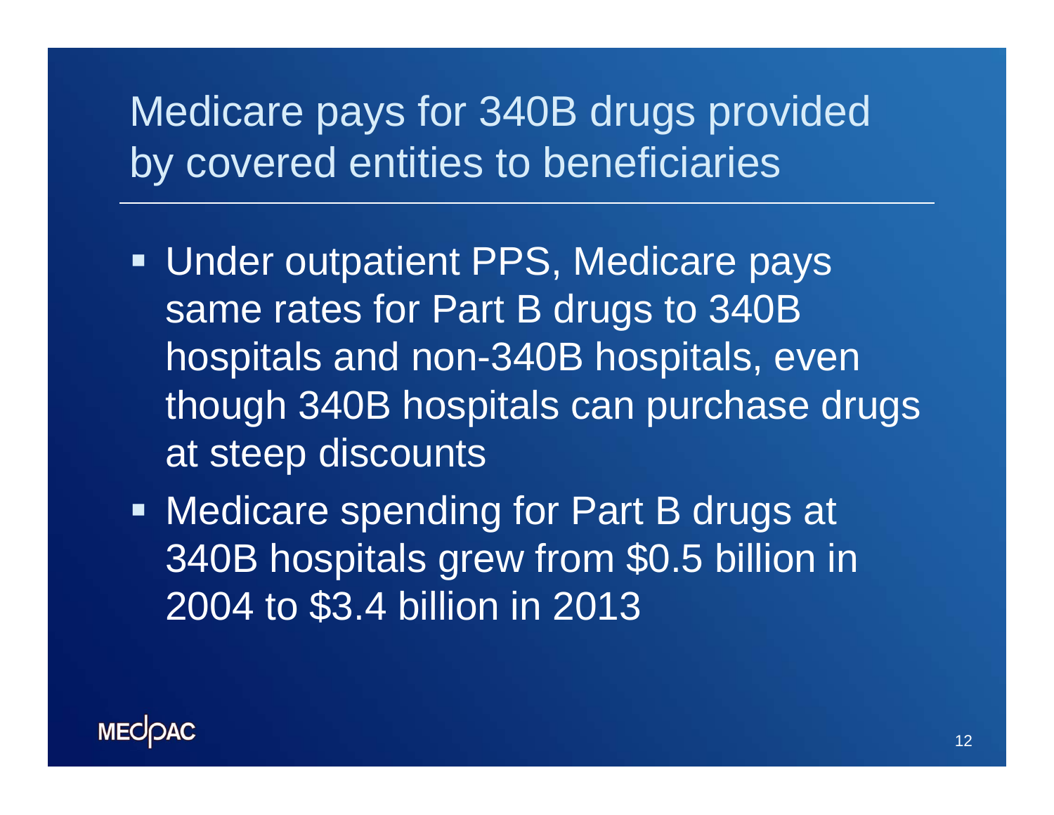# Medicare pays for 340B drugs provided by covered entities to beneficiaries

- Under outpatient PPS, Medicare pays same rates for Part B drugs to 340B hospitals and non-340B hospitals, even though 340B hospitals can purchase drugs at steep discounts
- Medicare spending for Part B drugs at 340B hospitals grew from $0.5 billion in 2004 to $3.4 billion in 2013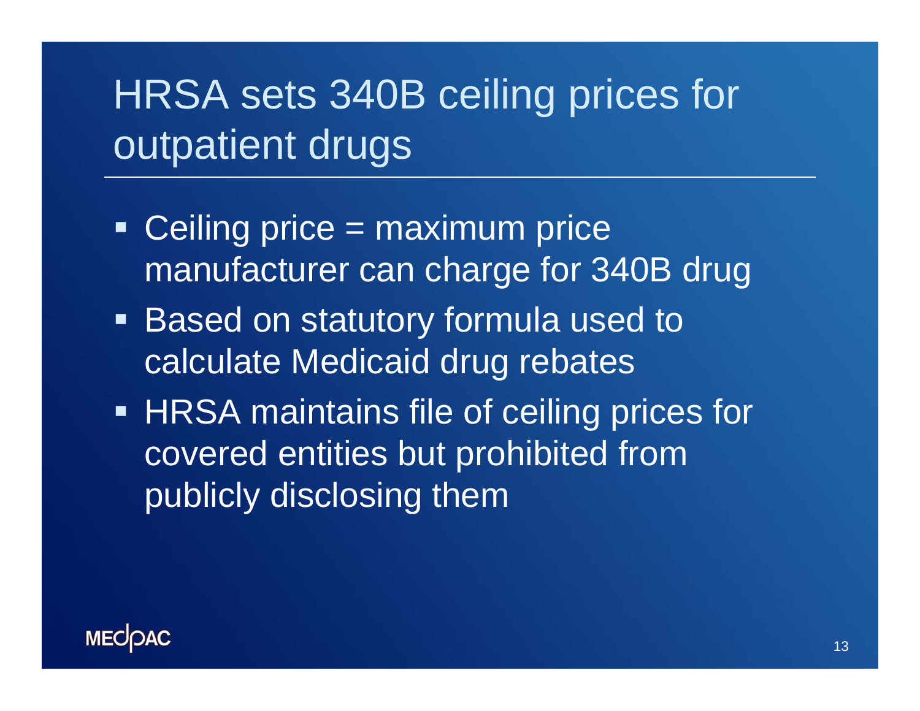# HRSA sets 340B ceiling prices for outpatient drugs

- Ceiling price = maximum price manufacturer can charge for 340B drug
- Based on statutory formula used to calculate Medicaid drug rebates
- HRSA maintains file of ceiling prices for covered entities but prohibited from publicly disclosing them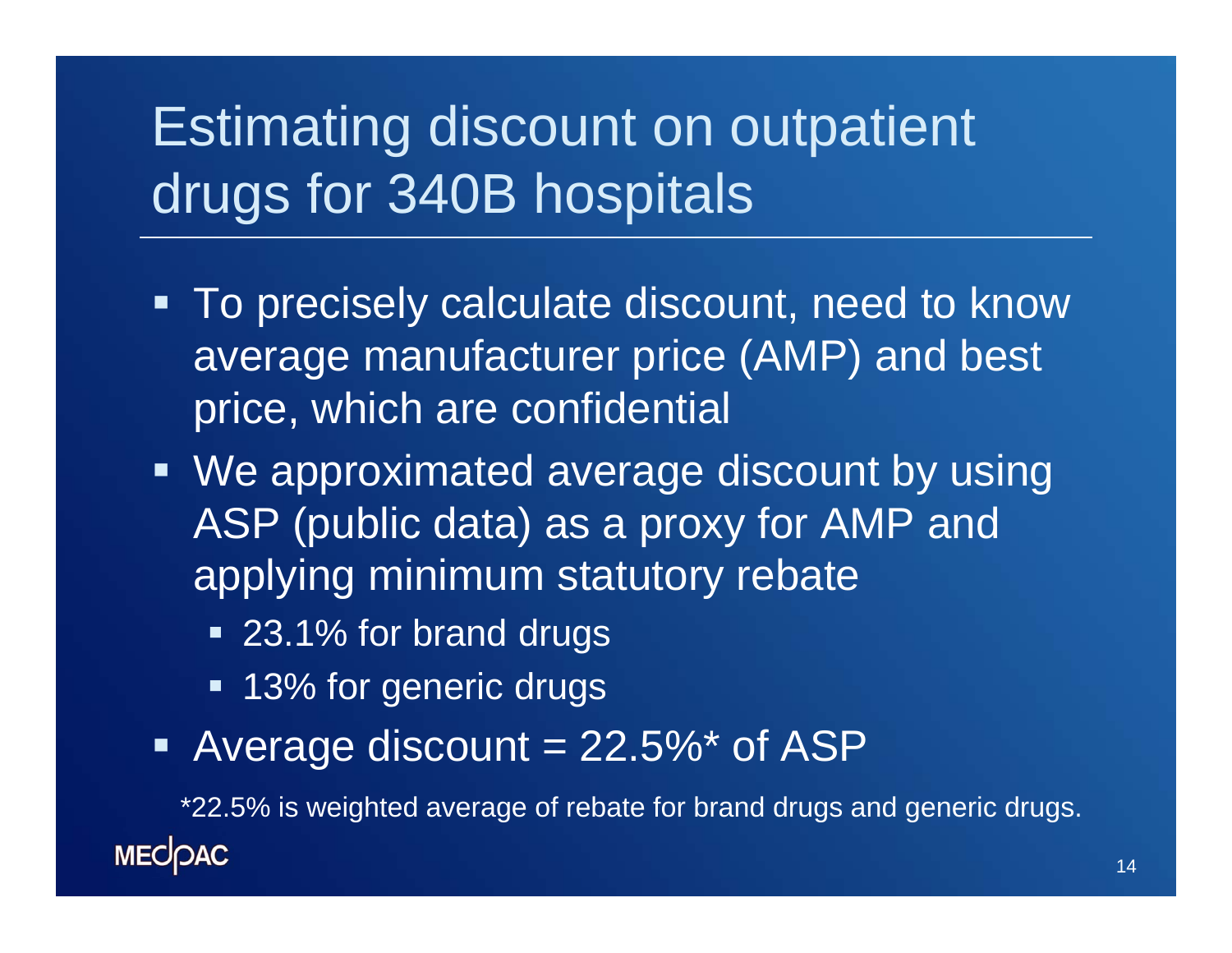# Estimating discount on outpatient drugs for 340B hospitals

- To precisely calculate discount, need to know average manufacturer price (AMP) and best price, which are confidential
- We approximated average discount by using ASP (public data) as a proxy for AMP and applying minimum statutory rebate
  - 23.1% for brand drugs
  - 13% for generic drugs
- Average discount = 22.5%* of ASP

*22.5% is weighted average of rebate for brand drugs and generic drugs.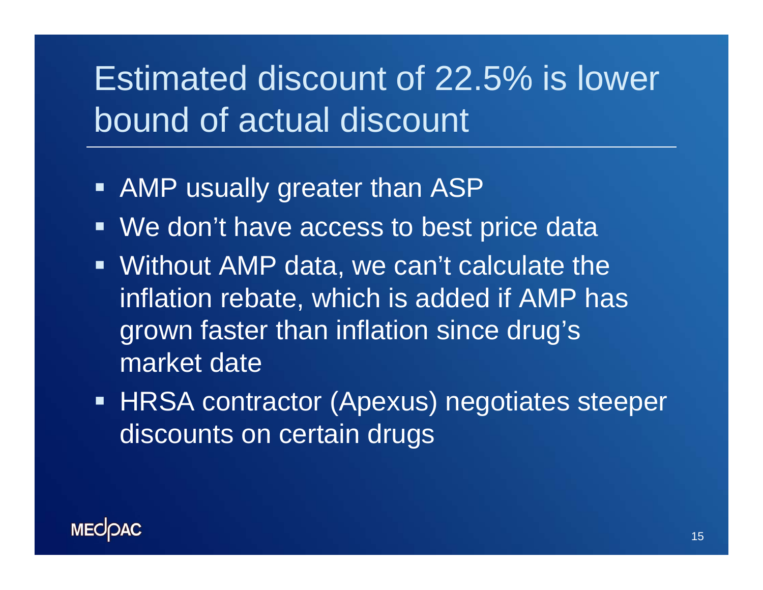# Estimated discount of 22.5% is lower bound of actual discount

- AMP usually greater than ASP
- We don't have access to best price data
- Without AMP data, we can't calculate the inflation rebate, which is added if AMP has grown faster than inflation since drug's market date
- HRSA contractor (Apexus) negotiates steeper discounts on certain drugs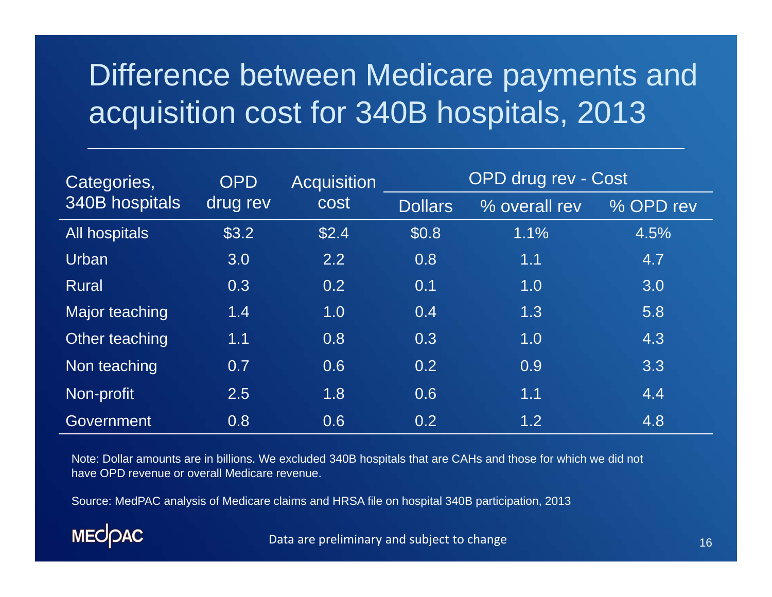# Difference between Medicare payments and acquisition cost for 340B hospitals, 2013

| Categories, 340B hospitals | OPD drug rev | Acquisition cost | OPD drug rev - Cost | | |
|---|---|---|---|---|---|
| | | | Dollars | % overall rev | % OPD rev |
| All hospitals | $3.2 | $2.4 | $0.8 | 1.1% | 4.5% |
| Urban | 3.0 | 2.2 | 0.8 | 1.1 | 4.7 |
| Rural | 0.3 | 0.2 | 0.1 | 1.0 | 3.0 |
| Major teaching | 1.4 | 1.0 | 0.4 | 1.3 | 5.8 |
| Other teaching | 1.1 | 0.8 | 0.3 | 1.0 | 4.3 |
| Non teaching | 0.7 | 0.6 | 0.2 | 0.9 | 3.3 |
| Non-profit | 2.5 | 1.8 | 0.6 | 1.1 | 4.4 |
| Government | 0.8 | 0.6 | 0.2 | 1.2 | 4.8 |

Note: Dollar amounts are in billions. We excluded 340B hospitals that are CAHs and those for which we did not have OPD revenue or overall Medicare revenue.

Source: MedPAC analysis of Medicare claims and HRSA file on hospital 340B participation, 2013

Data are preliminary and subject to change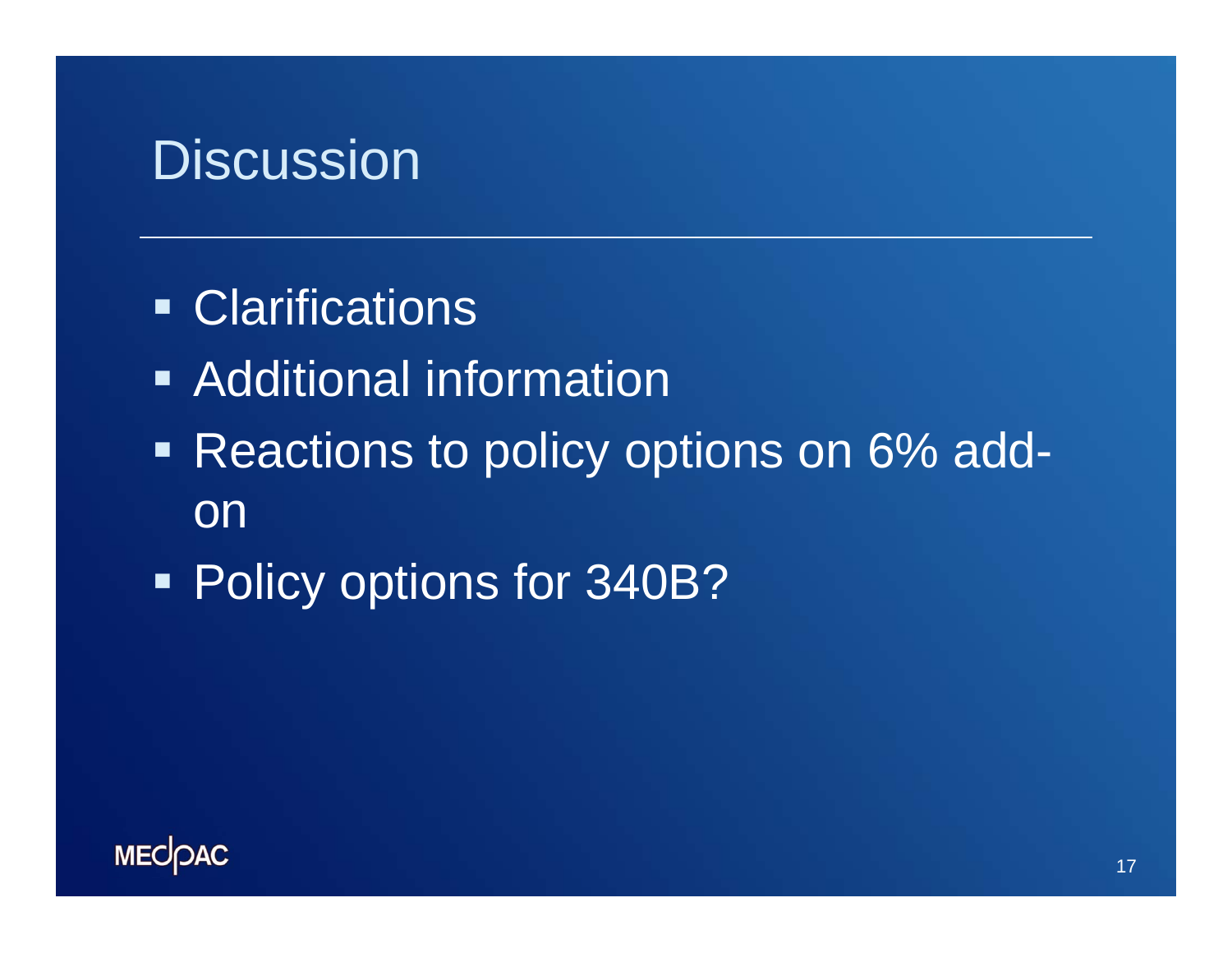# Discussion

- Clarifications
- Additional information
- Reactions to policy options on 6% add-on
- Policy options for 340B?